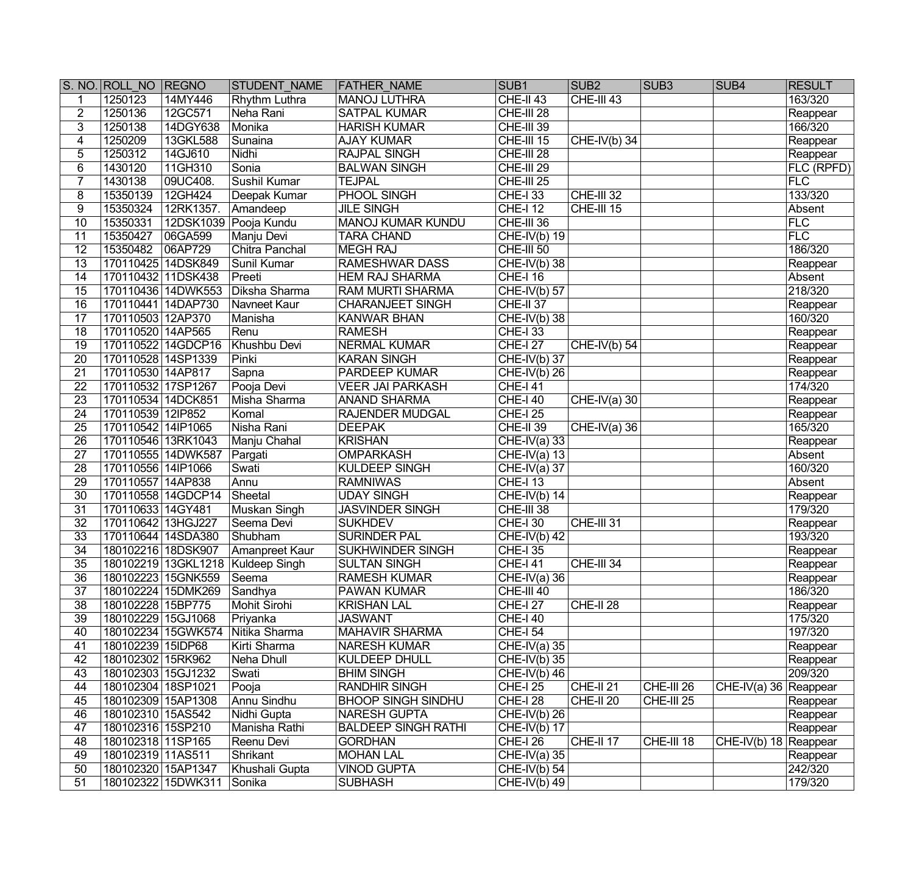| S. NO. | ROLL_NO | REGNO | STUDENT_NAME | FATHER_NAME | SUB1 | SUB2 | SUB3 | SUB4 | RESULT |
|---|---|---|---|---|---|---|---|---|---|
| 1 | 1250123 | 14MY446 | Rhythm Luthra | MANOJ LUTHRA | CHE-II 43 | CHE-III 43 | | | 163/320 |
| 2 | 1250136 | 12GC571 | Neha Rani | SATPAL KUMAR | CHE-III 28 | | | | Reappear |
| 3 | 1250138 | 14DGY638 | Monika | HARISH KUMAR | CHE-III 39 | | | | 166/320 |
| 4 | 1250209 | 13GKL588 | Sunaina | AJAY KUMAR | CHE-III 15 | CHE-IV(b) 34 | | | Reappear |
| 5 | 1250312 | 14GJ610 | Nidhi | RAJPAL SINGH | CHE-III 28 | | | | Reappear |
| 6 | 1430120 | 11GH310 | Sonia | BALWAN SINGH | CHE-III 29 | | | | FLC (RPFD) |
| 7 | 1430138 | 09UC408. | Sushil Kumar | TEJPAL | CHE-III 25 | | | | FLC |
| 8 | 15350139 | 12GH424 | Deepak Kumar | PHOOL SINGH | CHE-I 33 | CHE-III 32 | | | 133/320 |
| 9 | 15350324 | 12RK1357. | Amandeep | JILE SINGH | CHE-I 12 | CHE-III 15 | | | Absent |
| 10 | 15350331 | 12DSK1039 | Pooja Kundu | MANOJ KUMAR KUNDU | CHE-III 36 | | | | FLC |
| 11 | 15350427 | 06GA599 | Manju Devi | TARA CHAND | CHE-IV(b) 19 | | | | FLC |
| 12 | 15350482 | 06AP729 | Chitra Panchal | MEGH RAJ | CHE-III 50 | | | | 186/320 |
| 13 | 170110425 | 14DSK849 | Sunil Kumar | RAMESHWAR DASS | CHE-IV(b) 38 | | | | Reappear |
| 14 | 170110432 | 11DSK438 | Preeti | HEM RAJ SHARMA | CHE-I 16 | | | | Absent |
| 15 | 170110436 | 14DWK553 | Diksha Sharma | RAM MURTI SHARMA | CHE-IV(b) 57 | | | | 218/320 |
| 16 | 170110441 | 14DAP730 | Navneet Kaur | CHARANJEET SINGH | CHE-II 37 | | | | Reappear |
| 17 | 170110503 | 12AP370 | Manisha | KANWAR BHAN | CHE-IV(b) 38 | | | | 160/320 |
| 18 | 170110520 | 14AP565 | Renu | RAMESH | CHE-I 33 | | | | Reappear |
| 19 | 170110522 | 14GDCP16 | Khushbu Devi | NERMAL KUMAR | CHE-I 27 | CHE-IV(b) 54 | | | Reappear |
| 20 | 170110528 | 14SP1339 | Pinki | KARAN SINGH | CHE-IV(b) 37 | | | | Reappear |
| 21 | 170110530 | 14AP817 | Sapna | PARDEEP KUMAR | CHE-IV(b) 26 | | | | Reappear |
| 22 | 170110532 | 17SP1267 | Pooja Devi | VEER JAI PARKASH | CHE-I 41 | | | | 174/320 |
| 23 | 170110534 | 14DCK851 | Misha Sharma | ANAND SHARMA | CHE-I 40 | CHE-IV(a) 30 | | | Reappear |
| 24 | 170110539 | 12IP852 | Komal | RAJENDER MUDGAL | CHE-I 25 | | | | Reappear |
| 25 | 170110542 | 14IP1065 | Nisha Rani | DEEPAK | CHE-II 39 | CHE-IV(a) 36 | | | 165/320 |
| 26 | 170110546 | 13RK1043 | Manju Chahal | KRISHAN | CHE-IV(a) 33 | | | | Reappear |
| 27 | 170110555 | 14DWK587 | Pargati | OMPARKASH | CHE-IV(a) 13 | | | | Absent |
| 28 | 170110556 | 14IP1066 | Swati | KULDEEP SINGH | CHE-IV(a) 37 | | | | 160/320 |
| 29 | 170110557 | 14AP838 | Annu | RAMNIWAS | CHE-I 13 | | | | Absent |
| 30 | 170110558 | 14GDCP14 | Sheetal | UDAY SINGH | CHE-IV(b) 14 | | | | Reappear |
| 31 | 170110633 | 14GY481 | Muskan Singh | JASVINDER SINGH | CHE-III 38 | | | | 179/320 |
| 32 | 170110642 | 13HGJ227 | Seema Devi | SUKHDEV | CHE-I 30 | CHE-III 31 | | | Reappear |
| 33 | 170110644 | 14SDA380 | Shubham | SURINDER PAL | CHE-IV(b) 42 | | | | 193/320 |
| 34 | 180102216 | 18DSK907 | Amanpreet Kaur | SUKHWINDER SINGH | CHE-I 35 | | | | Reappear |
| 35 | 180102219 | 13GKL1218 | Kuldeep Singh | SULTAN SINGH | CHE-I 41 | CHE-III 34 | | | Reappear |
| 36 | 180102223 | 15GNK559 | Seema | RAMESH KUMAR | CHE-IV(a) 36 | | | | Reappear |
| 37 | 180102224 | 15DMK269 | Sandhya | PAWAN KUMAR | CHE-III 40 | | | | 186/320 |
| 38 | 180102228 | 15BP775 | Mohit Sirohi | KRISHAN LAL | CHE-I 27 | CHE-II 28 | | | Reappear |
| 39 | 180102229 | 15GJ1068 | Priyanka | JASWANT | CHE-I 40 | | | | 175/320 |
| 40 | 180102234 | 15GWK574 | Nitika Sharma | MAHAVIR SHARMA | CHE-I 54 | | | | 197/320 |
| 41 | 180102239 | 15IDP68 | Kirti Sharma | NARESH KUMAR | CHE-IV(a) 35 | | | | Reappear |
| 42 | 180102302 | 15RK962 | Neha Dhull | KULDEEP DHULL | CHE-IV(b) 35 | | | | Reappear |
| 43 | 180102303 | 15GJ1232 | Swati | BHIM SINGH | CHE-IV(b) 46 | | | | 209/320 |
| 44 | 180102304 | 18SP1021 | Pooja | RANDHIR SINGH | CHE-I 25 | CHE-II 21 | CHE-III 26 | CHE-IV(a) 36 | Reappear |
| 45 | 180102309 | 15AP1308 | Annu Sindhu | BHOOP SINGH SINDHU | CHE-I 28 | CHE-II 20 | CHE-III 25 | | Reappear |
| 46 | 180102310 | 15AS542 | Nidhi Gupta | NARESH GUPTA | CHE-IV(b) 26 | | | | Reappear |
| 47 | 180102316 | 15SP210 | Manisha Rathi | BALDEEP SINGH RATHI | CHE-IV(b) 17 | | | | Reappear |
| 48 | 180102318 | 11SP165 | Reenu Devi | GORDHAN | CHE-I 26 | CHE-II 17 | CHE-III 18 | CHE-IV(b) 18 | Reappear |
| 49 | 180102319 | 11AS511 | Shrikant | MOHAN LAL | CHE-IV(a) 35 | | | | Reappear |
| 50 | 180102320 | 15AP1347 | Khushali Gupta | VINOD GUPTA | CHE-IV(b) 54 | | | | 242/320 |
| 51 | 180102322 | 15DWK311 | Sonika | SUBHASH | CHE-IV(b) 49 | | | | 179/320 |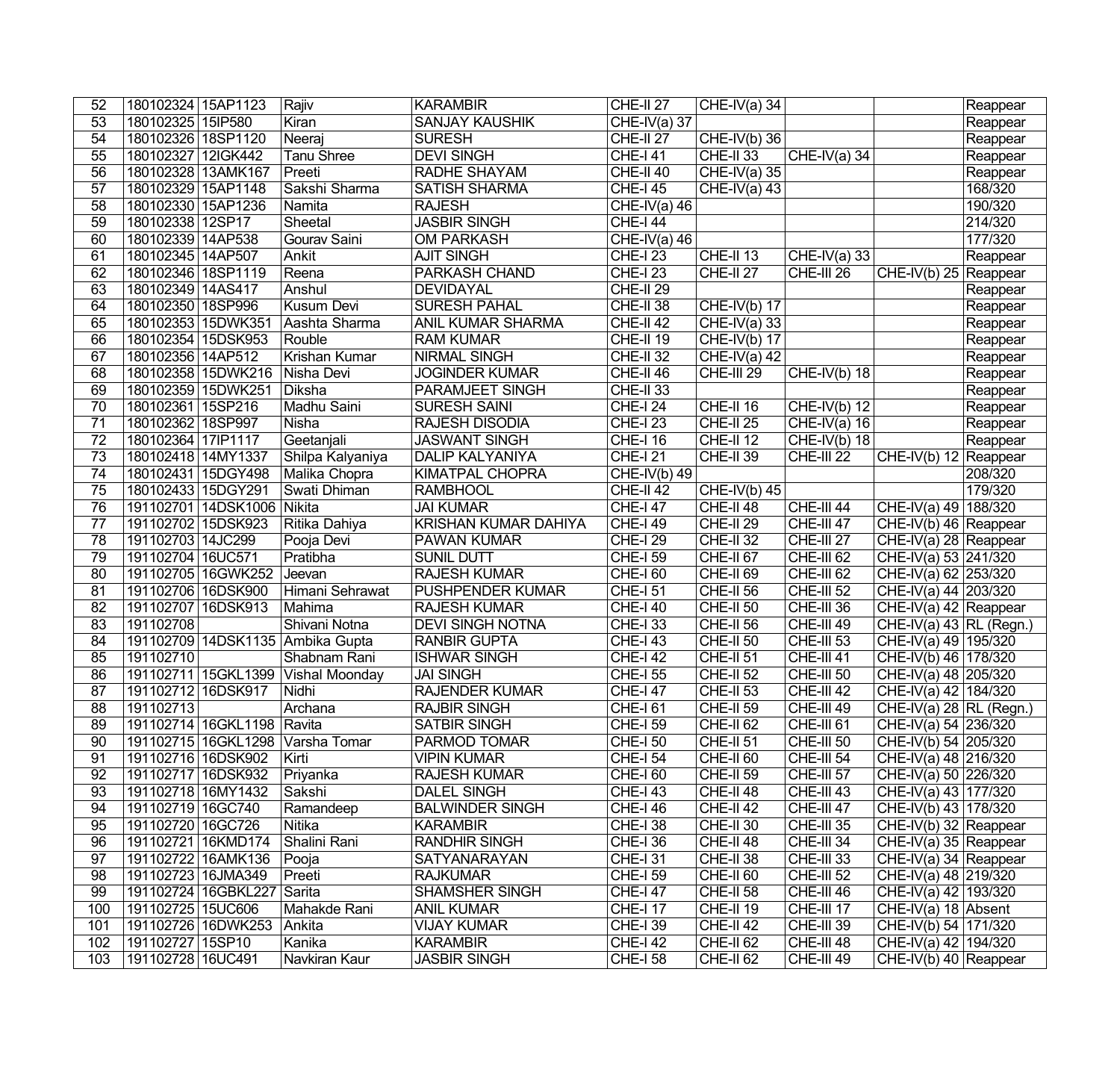| 52 | 180102324 | 15AP1123 | Rajiv | KARAMBIR | CHE-II 27 | CHE-IV(a) 34 | | | Reappear |
|---|---|---|---|---|---|---|---|---|---|
| 53 | 180102325 | 15IP580 | Kiran | SANJAY KAUSHIK | CHE-IV(a) 37 | | | | Reappear |
| 54 | 180102326 | 18SP1120 | Neeraj | SURESH | CHE-II 27 | CHE-IV(b) 36 | | | Reappear |
| 55 | 180102327 | 12IGK442 | Tanu Shree | DEVI SINGH | CHE-I 41 | CHE-II 33 | CHE-IV(a) 34 | | Reappear |
| 56 | 180102328 | 13AMK167 | Preeti | RADHE SHAYAM | CHE-II 40 | CHE-IV(a) 35 | | | Reappear |
| 57 | 180102329 | 15AP1148 | Sakshi Sharma | SATISH SHARMA | CHE-I 45 | CHE-IV(a) 43 | | | 168/320 |
| 58 | 180102330 | 15AP1236 | Namita | RAJESH | CHE-IV(a) 46 | | | | 190/320 |
| 59 | 180102338 | 12SP17 | Sheetal | JASBIR SINGH | CHE-I 44 | | | | 214/320 |
| 60 | 180102339 | 14AP538 | Gourav Saini | OM PARKASH | CHE-IV(a) 46 | | | | 177/320 |
| 61 | 180102345 | 14AP507 | Ankit | AJIT SINGH | CHE-I 23 | CHE-II 13 | CHE-IV(a) 33 | | Reappear |
| 62 | 180102346 | 18SP1119 | Reena | PARKASH CHAND | CHE-I 23 | CHE-II 27 | CHE-III 26 | CHE-IV(b) 25 | Reappear |
| 63 | 180102349 | 14AS417 | Anshul | DEVIDAYAL | CHE-II 29 | | | | Reappear |
| 64 | 180102350 | 18SP996 | Kusum Devi | SURESH PAHAL | CHE-II 38 | CHE-IV(b) 17 | | | Reappear |
| 65 | 180102353 | 15DWK351 | Aashta Sharma | ANIL KUMAR SHARMA | CHE-II 42 | CHE-IV(a) 33 | | | Reappear |
| 66 | 180102354 | 15DSK953 | Rouble | RAM KUMAR | CHE-II 19 | CHE-IV(b) 17 | | | Reappear |
| 67 | 180102356 | 14AP512 | Krishan Kumar | NIRMAL SINGH | CHE-II 32 | CHE-IV(a) 42 | | | Reappear |
| 68 | 180102358 | 15DWK216 | Nisha Devi | JOGINDER KUMAR | CHE-II 46 | CHE-III 29 | CHE-IV(b) 18 | | Reappear |
| 69 | 180102359 | 15DWK251 | Diksha | PARAMJEET SINGH | CHE-II 33 | | | | Reappear |
| 70 | 180102361 | 15SP216 | Madhu Saini | SURESH SAINI | CHE-I 24 | CHE-II 16 | CHE-IV(b) 12 | | Reappear |
| 71 | 180102362 | 18SP997 | Nisha | RAJESH DISODIA | CHE-I 23 | CHE-II 25 | CHE-IV(a) 16 | | Reappear |
| 72 | 180102364 | 17IP1117 | Geetanjali | JASWANT SINGH | CHE-I 16 | CHE-II 12 | CHE-IV(b) 18 | | Reappear |
| 73 | 180102418 | 14MY1337 | Shilpa Kalyaniya | DALIP KALYANIYA | CHE-I 21 | CHE-II 39 | CHE-III 22 | CHE-IV(b) 12 | Reappear |
| 74 | 180102431 | 15DGY498 | Malika Chopra | KIMATPAL CHOPRA | CHE-IV(b) 49 | | | | 208/320 |
| 75 | 180102433 | 15DGY291 | Swati Dhiman | RAMBHOOL | CHE-II 42 | CHE-IV(b) 45 | | | 179/320 |
| 76 | 191102701 | 14DSK1006 | Nikita | JAI KUMAR | CHE-I 47 | CHE-II 48 | CHE-III 44 | CHE-IV(a) 49 | 188/320 |
| 77 | 191102702 | 15DSK923 | Ritika Dahiya | KRISHAN KUMAR DAHIYA | CHE-I 49 | CHE-II 29 | CHE-III 47 | CHE-IV(b) 46 | Reappear |
| 78 | 191102703 | 14JC299 | Pooja Devi | PAWAN KUMAR | CHE-I 29 | CHE-II 32 | CHE-III 27 | CHE-IV(a) 28 | Reappear |
| 79 | 191102704 | 16UC571 | Pratibha | SUNIL DUTT | CHE-I 59 | CHE-II 67 | CHE-III 62 | CHE-IV(a) 53 | 241/320 |
| 80 | 191102705 | 16GWK252 | Jeevan | RAJESH KUMAR | CHE-I 60 | CHE-II 69 | CHE-III 62 | CHE-IV(a) 62 | 253/320 |
| 81 | 191102706 | 16DSK900 | Himani Sehrawat | PUSHPENDER KUMAR | CHE-I 51 | CHE-II 56 | CHE-III 52 | CHE-IV(a) 44 | 203/320 |
| 82 | 191102707 | 16DSK913 | Mahima | RAJESH KUMAR | CHE-I 40 | CHE-II 50 | CHE-III 36 | CHE-IV(a) 42 | Reappear |
| 83 | 191102708 | | Shivani Notna | DEVI SINGH NOTNA | CHE-I 33 | CHE-II 56 | CHE-III 49 | CHE-IV(a) 43 | RL (Regn.) |
| 84 | 191102709 | 14DSK1135 | Ambika Gupta | RANBIR GUPTA | CHE-I 43 | CHE-II 50 | CHE-III 53 | CHE-IV(a) 49 | 195/320 |
| 85 | 191102710 | | Shabnam Rani | ISHWAR SINGH | CHE-I 42 | CHE-II 51 | CHE-III 41 | CHE-IV(b) 46 | 178/320 |
| 86 | 191102711 | 15GKL1399 | Vishal Moonday | JAI SINGH | CHE-I 55 | CHE-II 52 | CHE-III 50 | CHE-IV(a) 48 | 205/320 |
| 87 | 191102712 | 16DSK917 | Nidhi | RAJENDER KUMAR | CHE-I 47 | CHE-II 53 | CHE-III 42 | CHE-IV(a) 42 | 184/320 |
| 88 | 191102713 | | Archana | RAJBIR SINGH | CHE-I 61 | CHE-II 59 | CHE-III 49 | CHE-IV(a) 28 | RL (Regn.) |
| 89 | 191102714 | 16GKL1198 | Ravita | SATBIR SINGH | CHE-I 59 | CHE-II 62 | CHE-III 61 | CHE-IV(a) 54 | 236/320 |
| 90 | 191102715 | 16GKL1298 | Varsha Tomar | PARMOD TOMAR | CHE-I 50 | CHE-II 51 | CHE-III 50 | CHE-IV(b) 54 | 205/320 |
| 91 | 191102716 | 16DSK902 | Kirti | VIPIN KUMAR | CHE-I 54 | CHE-II 60 | CHE-III 54 | CHE-IV(a) 48 | 216/320 |
| 92 | 191102717 | 16DSK932 | Priyanka | RAJESH KUMAR | CHE-I 60 | CHE-II 59 | CHE-III 57 | CHE-IV(a) 50 | 226/320 |
| 93 | 191102718 | 16MY1432 | Sakshi | DALEL SINGH | CHE-I 43 | CHE-II 48 | CHE-III 43 | CHE-IV(a) 43 | 177/320 |
| 94 | 191102719 | 16GC740 | Ramandeep | BALWINDER SINGH | CHE-I 46 | CHE-II 42 | CHE-III 47 | CHE-IV(b) 43 | 178/320 |
| 95 | 191102720 | 16GC726 | Nitika | KARAMBIR | CHE-I 38 | CHE-II 30 | CHE-III 35 | CHE-IV(b) 32 | Reappear |
| 96 | 191102721 | 16KMD174 | Shalini Rani | RANDHIR SINGH | CHE-I 36 | CHE-II 48 | CHE-III 34 | CHE-IV(a) 35 | Reappear |
| 97 | 191102722 | 16AMK136 | Pooja | SATYANARAYAN | CHE-I 31 | CHE-II 38 | CHE-III 33 | CHE-IV(a) 34 | Reappear |
| 98 | 191102723 | 16JMA349 | Preeti | RAJKUMAR | CHE-I 59 | CHE-II 60 | CHE-III 52 | CHE-IV(a) 48 | 219/320 |
| 99 | 191102724 | 16GBKL227 | Sarita | SHAMSHER SINGH | CHE-I 47 | CHE-II 58 | CHE-III 46 | CHE-IV(a) 42 | 193/320 |
| 100 | 191102725 | 15UC606 | Mahakde Rani | ANIL KUMAR | CHE-I 17 | CHE-II 19 | CHE-III 17 | CHE-IV(a) 18 | Absent |
| 101 | 191102726 | 16DWK253 | Ankita | VIJAY KUMAR | CHE-I 39 | CHE-II 42 | CHE-III 39 | CHE-IV(b) 54 | 171/320 |
| 102 | 191102727 | 15SP10 | Kanika | KARAMBIR | CHE-I 42 | CHE-II 62 | CHE-III 48 | CHE-IV(a) 42 | 194/320 |
| 103 | 191102728 | 16UC491 | Navkiran Kaur | JASBIR SINGH | CHE-I 58 | CHE-II 62 | CHE-III 49 | CHE-IV(b) 40 | Reappear |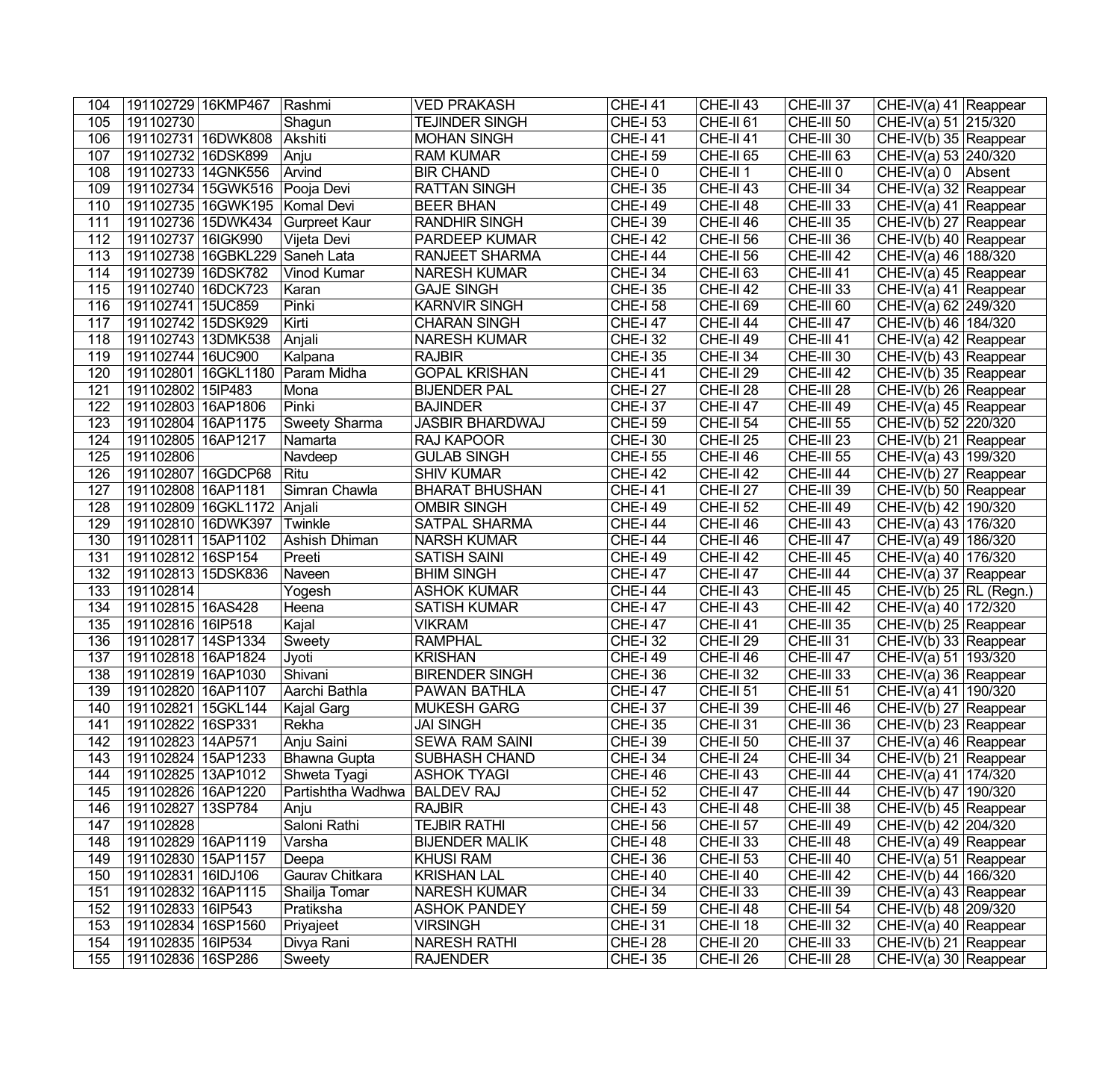| 104 | 191102729 | 16KMP467 | Rashmi | VED PRAKASH | CHE-I 41 | CHE-II 43 | CHE-III 37 | CHE-IV(a) 41 | Reappear |
|---|---|---|---|---|---|---|---|---|---|
| 105 | 191102730 | | Shagun | TEJINDER SINGH | CHE-I 53 | CHE-II 61 | CHE-III 50 | CHE-IV(a) 51 | 215/320 |
| 106 | 191102731 | 16DWK808 | Akshiti | MOHAN SINGH | CHE-I 41 | CHE-II 41 | CHE-III 30 | CHE-IV(b) 35 | Reappear |
| 107 | 191102732 | 16DSK899 | Anju | RAM KUMAR | CHE-I 59 | CHE-II 65 | CHE-III 63 | CHE-IV(a) 53 | 240/320 |
| 108 | 191102733 | 14GNK556 | Arvind | BIR CHAND | CHE-I 0 | CHE-II 1 | CHE-III 0 | CHE-IV(a) 0 | Absent |
| 109 | 191102734 | 15GWK516 | Pooja Devi | RATTAN SINGH | CHE-I 35 | CHE-II 43 | CHE-III 34 | CHE-IV(a) 32 | Reappear |
| 110 | 191102735 | 16GWK195 | Komal Devi | BEER BHAN | CHE-I 49 | CHE-II 48 | CHE-III 33 | CHE-IV(a) 41 | Reappear |
| 111 | 191102736 | 15DWK434 | Gurpreet Kaur | RANDHIR SINGH | CHE-I 39 | CHE-II 46 | CHE-III 35 | CHE-IV(b) 27 | Reappear |
| 112 | 191102737 | 16IGK990 | Vijeta Devi | PARDEEP KUMAR | CHE-I 42 | CHE-II 56 | CHE-III 36 | CHE-IV(b) 40 | Reappear |
| 113 | 191102738 | 16GBKL229 | Saneh Lata | RANJEET SHARMA | CHE-I 44 | CHE-II 56 | CHE-III 42 | CHE-IV(a) 46 | 188/320 |
| 114 | 191102739 | 16DSK782 | Vinod Kumar | NARESH KUMAR | CHE-I 34 | CHE-II 63 | CHE-III 41 | CHE-IV(a) 45 | Reappear |
| 115 | 191102740 | 16DCK723 | Karan | GAJE SINGH | CHE-I 35 | CHE-II 42 | CHE-III 33 | CHE-IV(a) 41 | Reappear |
| 116 | 191102741 | 15UC859 | Pinki | KARNVIR SINGH | CHE-I 58 | CHE-II 69 | CHE-III 60 | CHE-IV(a) 62 | 249/320 |
| 117 | 191102742 | 15DSK929 | Kirti | CHARAN SINGH | CHE-I 47 | CHE-II 44 | CHE-III 47 | CHE-IV(b) 46 | 184/320 |
| 118 | 191102743 | 13DMK538 | Anjali | NARESH KUMAR | CHE-I 32 | CHE-II 49 | CHE-III 41 | CHE-IV(a) 42 | Reappear |
| 119 | 191102744 | 16UC900 | Kalpana | RAJBIR | CHE-I 35 | CHE-II 34 | CHE-III 30 | CHE-IV(b) 43 | Reappear |
| 120 | 191102801 | 16GKL1180 | Param Midha | GOPAL KRISHAN | CHE-I 41 | CHE-II 29 | CHE-III 42 | CHE-IV(b) 35 | Reappear |
| 121 | 191102802 | 15IP483 | Mona | BIJENDER PAL | CHE-I 27 | CHE-II 28 | CHE-III 28 | CHE-IV(b) 26 | Reappear |
| 122 | 191102803 | 16AP1806 | Pinki | BAJINDER | CHE-I 37 | CHE-II 47 | CHE-III 49 | CHE-IV(a) 45 | Reappear |
| 123 | 191102804 | 16AP1175 | Sweety Sharma | JASBIR BHARDWAJ | CHE-I 59 | CHE-II 54 | CHE-III 55 | CHE-IV(b) 52 | 220/320 |
| 124 | 191102805 | 16AP1217 | Namarta | RAJ KAPOOR | CHE-I 30 | CHE-II 25 | CHE-III 23 | CHE-IV(b) 21 | Reappear |
| 125 | 191102806 | | Navdeep | GULAB SINGH | CHE-I 55 | CHE-II 46 | CHE-III 55 | CHE-IV(a) 43 | 199/320 |
| 126 | 191102807 | 16GDCP68 | Ritu | SHIV KUMAR | CHE-I 42 | CHE-II 42 | CHE-III 44 | CHE-IV(b) 27 | Reappear |
| 127 | 191102808 | 16AP1181 | Simran Chawla | BHARAT BHUSHAN | CHE-I 41 | CHE-II 27 | CHE-III 39 | CHE-IV(b) 50 | Reappear |
| 128 | 191102809 | 16GKL1172 | Anjali | OMBIR SINGH | CHE-I 49 | CHE-II 52 | CHE-III 49 | CHE-IV(b) 42 | 190/320 |
| 129 | 191102810 | 16DWK397 | Twinkle | SATPAL SHARMA | CHE-I 44 | CHE-II 46 | CHE-III 43 | CHE-IV(a) 43 | 176/320 |
| 130 | 191102811 | 15AP1102 | Ashish Dhiman | NARSH KUMAR | CHE-I 44 | CHE-II 46 | CHE-III 47 | CHE-IV(a) 49 | 186/320 |
| 131 | 191102812 | 16SP154 | Preeti | SATISH SAINI | CHE-I 49 | CHE-II 42 | CHE-III 45 | CHE-IV(a) 40 | 176/320 |
| 132 | 191102813 | 15DSK836 | Naveen | BHIM SINGH | CHE-I 47 | CHE-II 47 | CHE-III 44 | CHE-IV(a) 37 | Reappear |
| 133 | 191102814 | | Yogesh | ASHOK KUMAR | CHE-I 44 | CHE-II 43 | CHE-III 45 | CHE-IV(b) 25 | RL (Regn.) |
| 134 | 191102815 | 16AS428 | Heena | SATISH KUMAR | CHE-I 47 | CHE-II 43 | CHE-III 42 | CHE-IV(a) 40 | 172/320 |
| 135 | 191102816 | 16IP518 | Kajal | VIKRAM | CHE-I 47 | CHE-II 41 | CHE-III 35 | CHE-IV(b) 25 | Reappear |
| 136 | 191102817 | 14SP1334 | Sweety | RAMPHAL | CHE-I 32 | CHE-II 29 | CHE-III 31 | CHE-IV(b) 33 | Reappear |
| 137 | 191102818 | 16AP1824 | Jyoti | KRISHAN | CHE-I 49 | CHE-II 46 | CHE-III 47 | CHE-IV(a) 51 | 193/320 |
| 138 | 191102819 | 16AP1030 | Shivani | BIRENDER SINGH | CHE-I 36 | CHE-II 32 | CHE-III 33 | CHE-IV(a) 36 | Reappear |
| 139 | 191102820 | 16AP1107 | Aarchi Bathla | PAWAN BATHLA | CHE-I 47 | CHE-II 51 | CHE-III 51 | CHE-IV(a) 41 | 190/320 |
| 140 | 191102821 | 15GKL144 | Kajal Garg | MUKESH GARG | CHE-I 37 | CHE-II 39 | CHE-III 46 | CHE-IV(b) 27 | Reappear |
| 141 | 191102822 | 16SP331 | Rekha | JAI SINGH | CHE-I 35 | CHE-II 31 | CHE-III 36 | CHE-IV(b) 23 | Reappear |
| 142 | 191102823 | 14AP571 | Anju Saini | SEWA RAM SAINI | CHE-I 39 | CHE-II 50 | CHE-III 37 | CHE-IV(a) 46 | Reappear |
| 143 | 191102824 | 15AP1233 | Bhawna Gupta | SUBHASH CHAND | CHE-I 34 | CHE-II 24 | CHE-III 34 | CHE-IV(b) 21 | Reappear |
| 144 | 191102825 | 13AP1012 | Shweta Tyagi | ASHOK TYAGI | CHE-I 46 | CHE-II 43 | CHE-III 44 | CHE-IV(a) 41 | 174/320 |
| 145 | 191102826 | 16AP1220 | Partishtha Wadhwa | BALDEV RAJ | CHE-I 52 | CHE-II 47 | CHE-III 44 | CHE-IV(b) 47 | 190/320 |
| 146 | 191102827 | 13SP784 | Anju | RAJBIR | CHE-I 43 | CHE-II 48 | CHE-III 38 | CHE-IV(b) 45 | Reappear |
| 147 | 191102828 | | Saloni Rathi | TEJBIR RATHI | CHE-I 56 | CHE-II 57 | CHE-III 49 | CHE-IV(b) 42 | 204/320 |
| 148 | 191102829 | 16AP1119 | Varsha | BIJENDER MALIK | CHE-I 48 | CHE-II 33 | CHE-III 48 | CHE-IV(a) 49 | Reappear |
| 149 | 191102830 | 15AP1157 | Deepa | KHUSI RAM | CHE-I 36 | CHE-II 53 | CHE-III 40 | CHE-IV(a) 51 | Reappear |
| 150 | 191102831 | 16IDJ106 | Gaurav Chitkara | KRISHAN LAL | CHE-I 40 | CHE-II 40 | CHE-III 42 | CHE-IV(b) 44 | 166/320 |
| 151 | 191102832 | 16AP1115 | Shailja Tomar | NARESH KUMAR | CHE-I 34 | CHE-II 33 | CHE-III 39 | CHE-IV(a) 43 | Reappear |
| 152 | 191102833 | 16IP543 | Pratiksha | ASHOK PANDEY | CHE-I 59 | CHE-II 48 | CHE-III 54 | CHE-IV(b) 48 | 209/320 |
| 153 | 191102834 | 16SP1560 | Priyajeet | VIRSINGH | CHE-I 31 | CHE-II 18 | CHE-III 32 | CHE-IV(a) 40 | Reappear |
| 154 | 191102835 | 16IP534 | Divya Rani | NARESH RATHI | CHE-I 28 | CHE-II 20 | CHE-III 33 | CHE-IV(b) 21 | Reappear |
| 155 | 191102836 | 16SP286 | Sweety | RAJENDER | CHE-I 35 | CHE-II 26 | CHE-III 28 | CHE-IV(a) 30 | Reappear |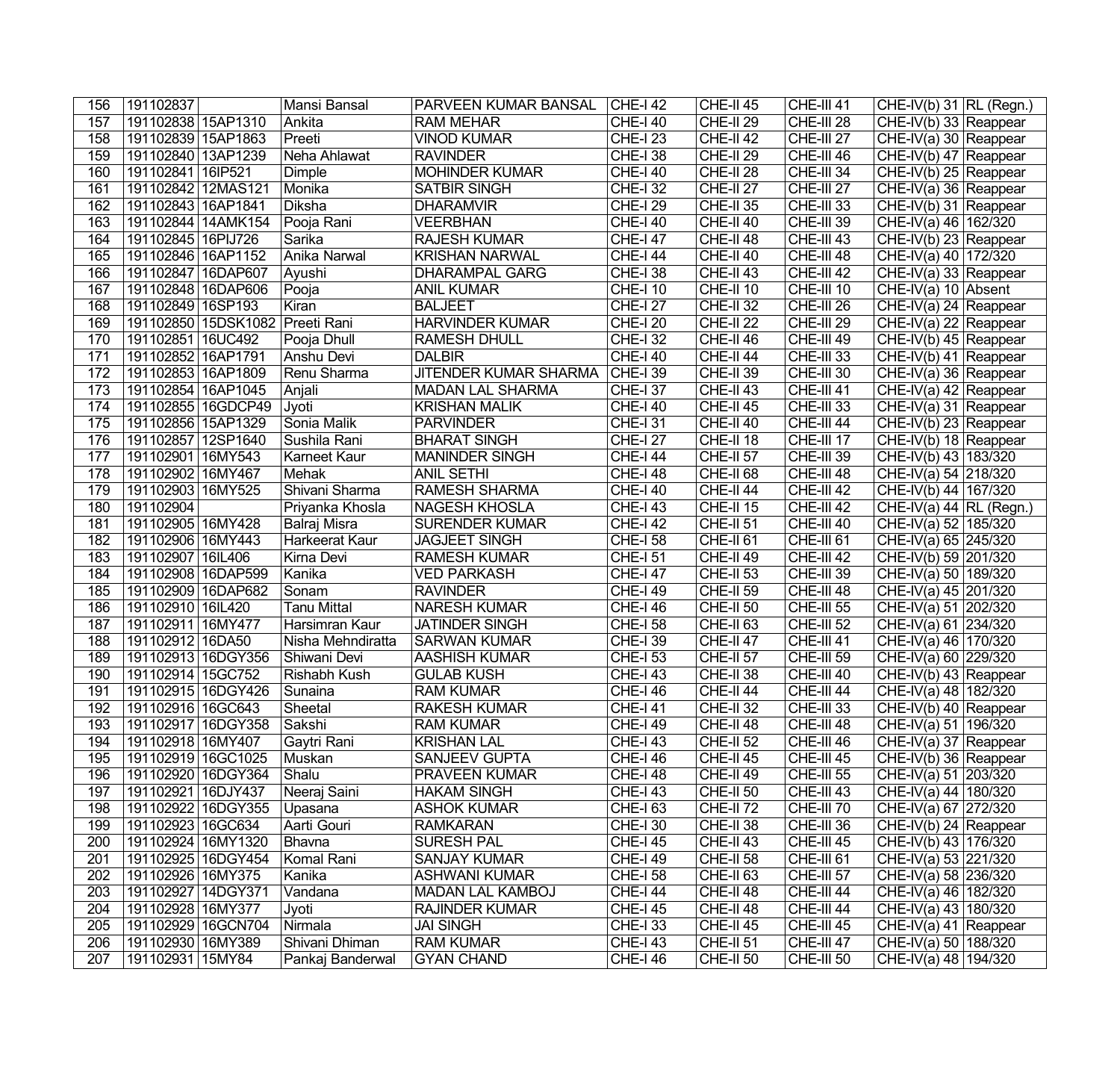| 156 | 191102837 | | Mansi Bansal | PARVEEN KUMAR BANSAL | CHE-I 42 | CHE-II 45 | CHE-III 41 | CHE-IV(b) 31 | RL (Regn.) |
|---|---|---|---|---|---|---|---|---|---|
| 157 | 191102838 | 15AP1310 | Ankita | RAM MEHAR | CHE-I 40 | CHE-II 29 | CHE-III 28 | CHE-IV(b) 33 | Reappear |
| 158 | 191102839 | 15AP1863 | Preeti | VINOD KUMAR | CHE-I 23 | CHE-II 42 | CHE-III 27 | CHE-IV(a) 30 | Reappear |
| 159 | 191102840 | 13AP1239 | Neha Ahlawat | RAVINDER | CHE-I 38 | CHE-II 29 | CHE-III 46 | CHE-IV(b) 47 | Reappear |
| 160 | 191102841 | 16IP521 | Dimple | MOHINDER KUMAR | CHE-I 40 | CHE-II 28 | CHE-III 34 | CHE-IV(b) 25 | Reappear |
| 161 | 191102842 | 12MAS121 | Monika | SATBIR SINGH | CHE-I 32 | CHE-II 27 | CHE-III 27 | CHE-IV(a) 36 | Reappear |
| 162 | 191102843 | 16AP1841 | Diksha | DHARAMVIR | CHE-I 29 | CHE-II 35 | CHE-III 33 | CHE-IV(b) 31 | Reappear |
| 163 | 191102844 | 14AMK154 | Pooja Rani | VEERBHAN | CHE-I 40 | CHE-II 40 | CHE-III 39 | CHE-IV(a) 46 | 162/320 |
| 164 | 191102845 | 16PIJ726 | Sarika | RAJESH KUMAR | CHE-I 47 | CHE-II 48 | CHE-III 43 | CHE-IV(b) 23 | Reappear |
| 165 | 191102846 | 16AP1152 | Anika Narwal | KRISHAN NARWAL | CHE-I 44 | CHE-II 40 | CHE-III 48 | CHE-IV(a) 40 | 172/320 |
| 166 | 191102847 | 16DAP607 | Ayushi | DHARAMPAL GARG | CHE-I 38 | CHE-II 43 | CHE-III 42 | CHE-IV(a) 33 | Reappear |
| 167 | 191102848 | 16DAP606 | Pooja | ANIL KUMAR | CHE-I 10 | CHE-II 10 | CHE-III 10 | CHE-IV(a) 10 | Absent |
| 168 | 191102849 | 16SP193 | Kiran | BALJEET | CHE-I 27 | CHE-II 32 | CHE-III 26 | CHE-IV(a) 24 | Reappear |
| 169 | 191102850 | 15DSK1082 | Preeti Rani | HARVINDER KUMAR | CHE-I 20 | CHE-II 22 | CHE-III 29 | CHE-IV(a) 22 | Reappear |
| 170 | 191102851 | 16UC492 | Pooja Dhull | RAMESH DHULL | CHE-I 32 | CHE-II 46 | CHE-III 49 | CHE-IV(b) 45 | Reappear |
| 171 | 191102852 | 16AP1791 | Anshu Devi | DALBIR | CHE-I 40 | CHE-II 44 | CHE-III 33 | CHE-IV(b) 41 | Reappear |
| 172 | 191102853 | 16AP1809 | Renu Sharma | JITENDER KUMAR SHARMA | CHE-I 39 | CHE-II 39 | CHE-III 30 | CHE-IV(a) 36 | Reappear |
| 173 | 191102854 | 16AP1045 | Anjali | MADAN LAL SHARMA | CHE-I 37 | CHE-II 43 | CHE-III 41 | CHE-IV(a) 42 | Reappear |
| 174 | 191102855 | 16GDCP49 | Jyoti | KRISHAN MALIK | CHE-I 40 | CHE-II 45 | CHE-III 33 | CHE-IV(a) 31 | Reappear |
| 175 | 191102856 | 15AP1329 | Sonia Malik | PARVINDER | CHE-I 31 | CHE-II 40 | CHE-III 44 | CHE-IV(b) 23 | Reappear |
| 176 | 191102857 | 12SP1640 | Sushila Rani | BHARAT SINGH | CHE-I 27 | CHE-II 18 | CHE-III 17 | CHE-IV(b) 18 | Reappear |
| 177 | 191102901 | 16MY543 | Karneet Kaur | MANINDER SINGH | CHE-I 44 | CHE-II 57 | CHE-III 39 | CHE-IV(b) 43 | 183/320 |
| 178 | 191102902 | 16MY467 | Mehak | ANIL SETHI | CHE-I 48 | CHE-II 68 | CHE-III 48 | CHE-IV(a) 54 | 218/320 |
| 179 | 191102903 | 16MY525 | Shivani Sharma | RAMESH SHARMA | CHE-I 40 | CHE-II 44 | CHE-III 42 | CHE-IV(b) 44 | 167/320 |
| 180 | 191102904 | | Priyanka Khosla | NAGESH KHOSLA | CHE-I 43 | CHE-II 15 | CHE-III 42 | CHE-IV(a) 44 | RL (Regn.) |
| 181 | 191102905 | 16MY428 | Balraj Misra | SURENDER KUMAR | CHE-I 42 | CHE-II 51 | CHE-III 40 | CHE-IV(a) 52 | 185/320 |
| 182 | 191102906 | 16MY443 | Harkeerat Kaur | JAGJEET SINGH | CHE-I 58 | CHE-II 61 | CHE-III 61 | CHE-IV(a) 65 | 245/320 |
| 183 | 191102907 | 16IL406 | Kirna Devi | RAMESH KUMAR | CHE-I 51 | CHE-II 49 | CHE-III 42 | CHE-IV(b) 59 | 201/320 |
| 184 | 191102908 | 16DAP599 | Kanika | VED PARKASH | CHE-I 47 | CHE-II 53 | CHE-III 39 | CHE-IV(a) 50 | 189/320 |
| 185 | 191102909 | 16DAP682 | Sonam | RAVINDER | CHE-I 49 | CHE-II 59 | CHE-III 48 | CHE-IV(a) 45 | 201/320 |
| 186 | 191102910 | 16IL420 | Tanu Mittal | NARESH KUMAR | CHE-I 46 | CHE-II 50 | CHE-III 55 | CHE-IV(a) 51 | 202/320 |
| 187 | 191102911 | 16MY477 | Harsimran Kaur | JATINDER SINGH | CHE-I 58 | CHE-II 63 | CHE-III 52 | CHE-IV(a) 61 | 234/320 |
| 188 | 191102912 | 16DA50 | Nisha Mehndiratta | SARWAN KUMAR | CHE-I 39 | CHE-II 47 | CHE-III 41 | CHE-IV(a) 46 | 170/320 |
| 189 | 191102913 | 16DGY356 | Shiwani Devi | AASHISH KUMAR | CHE-I 53 | CHE-II 57 | CHE-III 59 | CHE-IV(a) 60 | 229/320 |
| 190 | 191102914 | 15GC752 | Rishabh Kush | GULAB KUSH | CHE-I 43 | CHE-II 38 | CHE-III 40 | CHE-IV(b) 43 | Reappear |
| 191 | 191102915 | 16DGY426 | Sunaina | RAM KUMAR | CHE-I 46 | CHE-II 44 | CHE-III 44 | CHE-IV(a) 48 | 182/320 |
| 192 | 191102916 | 16GC643 | Sheetal | RAKESH KUMAR | CHE-I 41 | CHE-II 32 | CHE-III 33 | CHE-IV(b) 40 | Reappear |
| 193 | 191102917 | 16DGY358 | Sakshi | RAM KUMAR | CHE-I 49 | CHE-II 48 | CHE-III 48 | CHE-IV(a) 51 | 196/320 |
| 194 | 191102918 | 16MY407 | Gaytri Rani | KRISHAN LAL | CHE-I 43 | CHE-II 52 | CHE-III 46 | CHE-IV(a) 37 | Reappear |
| 195 | 191102919 | 16GC1025 | Muskan | SANJEEV GUPTA | CHE-I 46 | CHE-II 45 | CHE-III 45 | CHE-IV(b) 36 | Reappear |
| 196 | 191102920 | 16DGY364 | Shalu | PRAVEEN KUMAR | CHE-I 48 | CHE-II 49 | CHE-III 55 | CHE-IV(a) 51 | 203/320 |
| 197 | 191102921 | 16DJY437 | Neeraj Saini | HAKAM SINGH | CHE-I 43 | CHE-II 50 | CHE-III 43 | CHE-IV(a) 44 | 180/320 |
| 198 | 191102922 | 16DGY355 | Upasana | ASHOK KUMAR | CHE-I 63 | CHE-II 72 | CHE-III 70 | CHE-IV(a) 67 | 272/320 |
| 199 | 191102923 | 16GC634 | Aarti Gouri | RAMKARAN | CHE-I 30 | CHE-II 38 | CHE-III 36 | CHE-IV(b) 24 | Reappear |
| 200 | 191102924 | 16MY1320 | Bhavna | SURESH PAL | CHE-I 45 | CHE-II 43 | CHE-III 45 | CHE-IV(b) 43 | 176/320 |
| 201 | 191102925 | 16DGY454 | Komal Rani | SANJAY KUMAR | CHE-I 49 | CHE-II 58 | CHE-III 61 | CHE-IV(a) 53 | 221/320 |
| 202 | 191102926 | 16MY375 | Kanika | ASHWANI KUMAR | CHE-I 58 | CHE-II 63 | CHE-III 57 | CHE-IV(a) 58 | 236/320 |
| 203 | 191102927 | 14DGY371 | Vandana | MADAN LAL KAMBOJ | CHE-I 44 | CHE-II 48 | CHE-III 44 | CHE-IV(a) 46 | 182/320 |
| 204 | 191102928 | 16MY377 | Jyoti | RAJINDER KUMAR | CHE-I 45 | CHE-II 48 | CHE-III 44 | CHE-IV(a) 43 | 180/320 |
| 205 | 191102929 | 16GCN704 | Nirmala | JAI SINGH | CHE-I 33 | CHE-II 45 | CHE-III 45 | CHE-IV(a) 41 | Reappear |
| 206 | 191102930 | 16MY389 | Shivani Dhiman | RAM KUMAR | CHE-I 43 | CHE-II 51 | CHE-III 47 | CHE-IV(a) 50 | 188/320 |
| 207 | 191102931 | 15MY84 | Pankaj Banderwal | GYAN CHAND | CHE-I 46 | CHE-II 50 | CHE-III 50 | CHE-IV(a) 48 | 194/320 |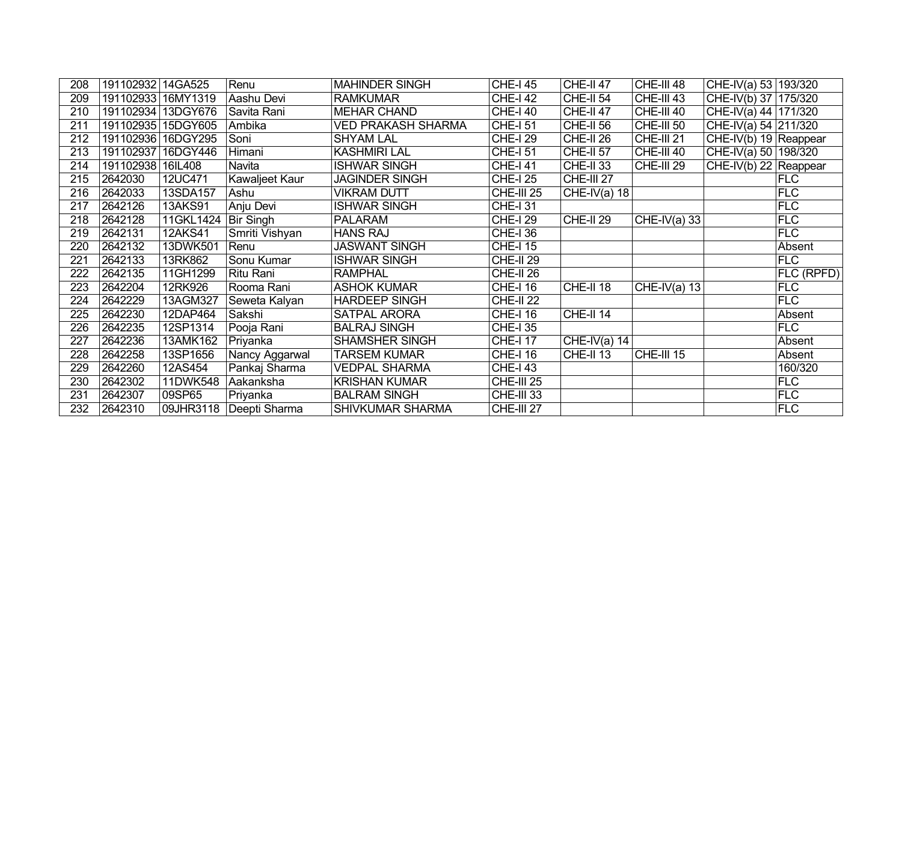| | | | | | | | | | |
|---|---|---|---|---|---|---|---|---|---|
| 208 | 191102932 | 14GA525 | Renu | MAHINDER SINGH | CHE-I 45 | CHE-II 47 | CHE-III 48 | CHE-IV(a) 53 | 193/320 |
| 209 | 191102933 | 16MY1319 | Aashu Devi | RAMKUMAR | CHE-I 42 | CHE-II 54 | CHE-III 43 | CHE-IV(b) 37 | 175/320 |
| 210 | 191102934 | 13DGY676 | Savita Rani | MEHAR CHAND | CHE-I 40 | CHE-II 47 | CHE-III 40 | CHE-IV(a) 44 | 171/320 |
| 211 | 191102935 | 15DGY605 | Ambika | VED PRAKASH SHARMA | CHE-I 51 | CHE-II 56 | CHE-III 50 | CHE-IV(a) 54 | 211/320 |
| 212 | 191102936 | 16DGY295 | Soni | SHYAM LAL | CHE-I 29 | CHE-II 26 | CHE-III 21 | CHE-IV(b) 19 | Reappear |
| 213 | 191102937 | 16DGY446 | Himani | KASHMIRI LAL | CHE-I 51 | CHE-II 57 | CHE-III 40 | CHE-IV(a) 50 | 198/320 |
| 214 | 191102938 | 16IL408 | Navita | ISHWAR SINGH | CHE-I 41 | CHE-II 33 | CHE-III 29 | CHE-IV(b) 22 | Reappear |
| 215 | 2642030 | 12UC471 | Kawaljeet Kaur | JAGINDER SINGH | CHE-I 25 | CHE-III 27 | | | FLC |
| 216 | 2642033 | 13SDA157 | Ashu | VIKRAM DUTT | CHE-III 25 | CHE-IV(a) 18 | | | FLC |
| 217 | 2642126 | 13AKS91 | Anju Devi | ISHWAR SINGH | CHE-I 31 | | | | FLC |
| 218 | 2642128 | 11GKL1424 | Bir Singh | PALARAM | CHE-I 29 | CHE-II 29 | CHE-IV(a) 33 | | FLC |
| 219 | 2642131 | 12AKS41 | Smriti Vishyan | HANS RAJ | CHE-I 36 | | | | FLC |
| 220 | 2642132 | 13DWK501 | Renu | JASWANT SINGH | CHE-I 15 | | | | Absent |
| 221 | 2642133 | 13RK862 | Sonu Kumar | ISHWAR SINGH | CHE-II 29 | | | | FLC |
| 222 | 2642135 | 11GH1299 | Ritu Rani | RAMPHAL | CHE-II 26 | | | | FLC (RPFD) |
| 223 | 2642204 | 12RK926 | Rooma Rani | ASHOK KUMAR | CHE-I 16 | CHE-II 18 | CHE-IV(a) 13 | | FLC |
| 224 | 2642229 | 13AGM327 | Seweta Kalyan | HARDEEP SINGH | CHE-II 22 | | | | FLC |
| 225 | 2642230 | 12DAP464 | Sakshi | SATPAL ARORA | CHE-I 16 | CHE-II 14 | | | Absent |
| 226 | 2642235 | 12SP1314 | Pooja Rani | BALRAJ SINGH | CHE-I 35 | | | | FLC |
| 227 | 2642236 | 13AMK162 | Priyanka | SHAMSHER SINGH | CHE-I 17 | CHE-IV(a) 14 | | | Absent |
| 228 | 2642258 | 13SP1656 | Nancy Aggarwal | TARSEM KUMAR | CHE-I 16 | CHE-II 13 | CHE-III 15 | | Absent |
| 229 | 2642260 | 12AS454 | Pankaj Sharma | VEDPAL SHARMA | CHE-I 43 | | | | 160/320 |
| 230 | 2642302 | 11DWK548 | Aakanksha | KRISHAN KUMAR | CHE-III 25 | | | | FLC |
| 231 | 2642307 | 09SP65 | Priyanka | BALRAM SINGH | CHE-III 33 | | | | FLC |
| 232 | 2642310 | 09JHR3118 | Deepti Sharma | SHIVKUMAR SHARMA | CHE-III 27 | | | | FLC |